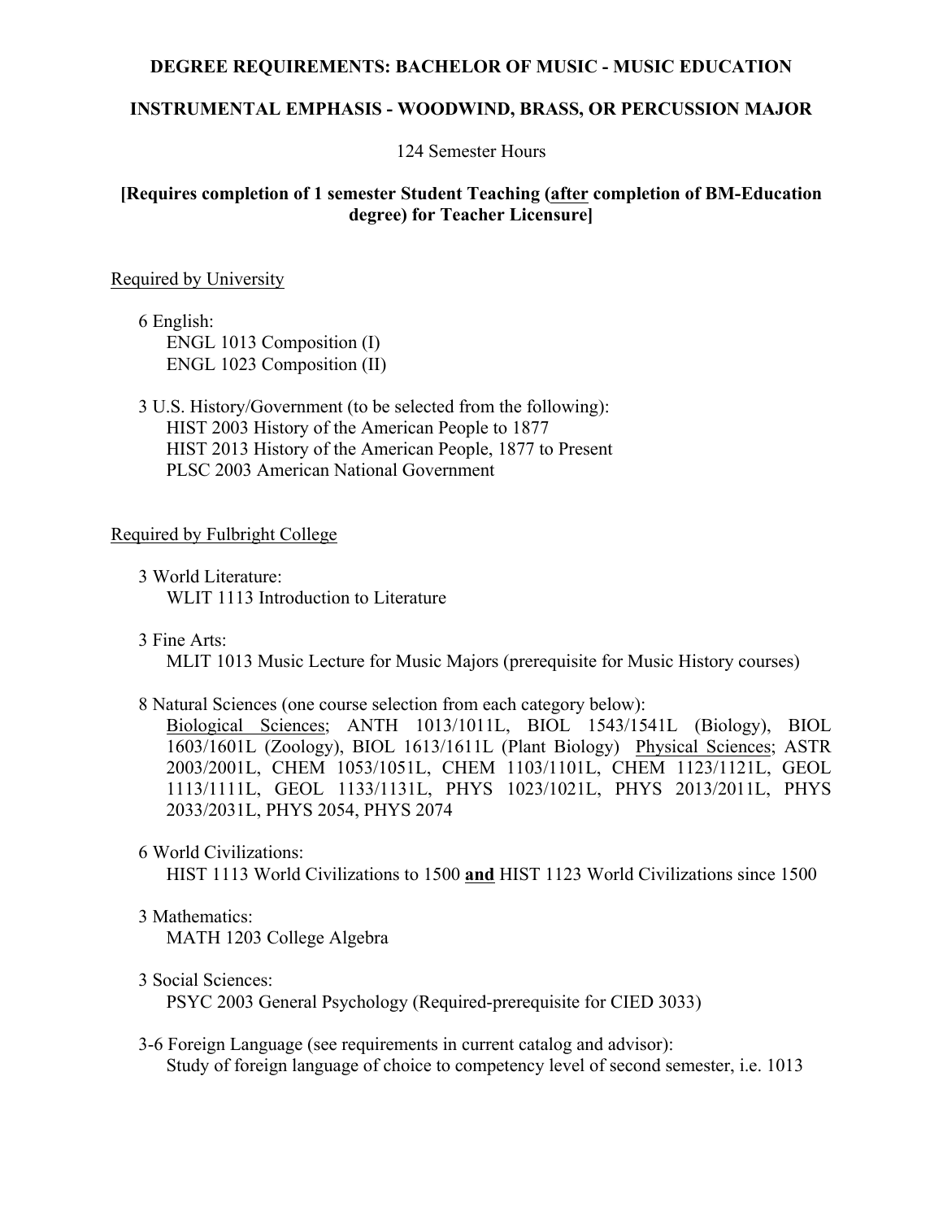# DEGREE REQUIREMENTS: BACHELOR OF MUSIC - MUSIC EDUCATION

## INSTRUMENTAL EMPHASIS - WOODWIND, BRASS, OR PERCUSSION MAJOR

124 Semester Hours

**[Requires completion of 1 semester Student Teaching (after completion of BM-Education degree) for Teacher Licensure]**

Required by University

6 English:
- ENGL 1013 Composition (I)
- ENGL 1023 Composition (II)

3 U.S. History/Government (to be selected from the following):
- HIST 2003 History of the American People to 1877
- HIST 2013 History of the American People, 1877 to Present
- PLSC 2003 American National Government

Required by Fulbright College

3 World Literature:
- WLIT 1113 Introduction to Literature

3 Fine Arts:
- MLIT 1013 Music Lecture for Music Majors (prerequisite for Music History courses)

8 Natural Sciences (one course selection from each category below):
Biological Sciences; ANTH 1013/1011L, BIOL 1543/1541L (Biology), BIOL 1603/1601L (Zoology), BIOL 1613/1611L (Plant Biology) Physical Sciences; ASTR 2003/2001L, CHEM 1053/1051L, CHEM 1103/1101L, CHEM 1123/1121L, GEOL 1113/1111L, GEOL 1133/1131L, PHYS 1023/1021L, PHYS 2013/2011L, PHYS 2033/2031L, PHYS 2054, PHYS 2074

6 World Civilizations:
- HIST 1113 World Civilizations to 1500 **and** HIST 1123 World Civilizations since 1500

3 Mathematics:
- MATH 1203 College Algebra

3 Social Sciences:
- PSYC 2003 General Psychology (Required-prerequisite for CIED 3033)

3-6 Foreign Language (see requirements in current catalog and advisor):
- Study of foreign language of choice to competency level of second semester, i.e. 1013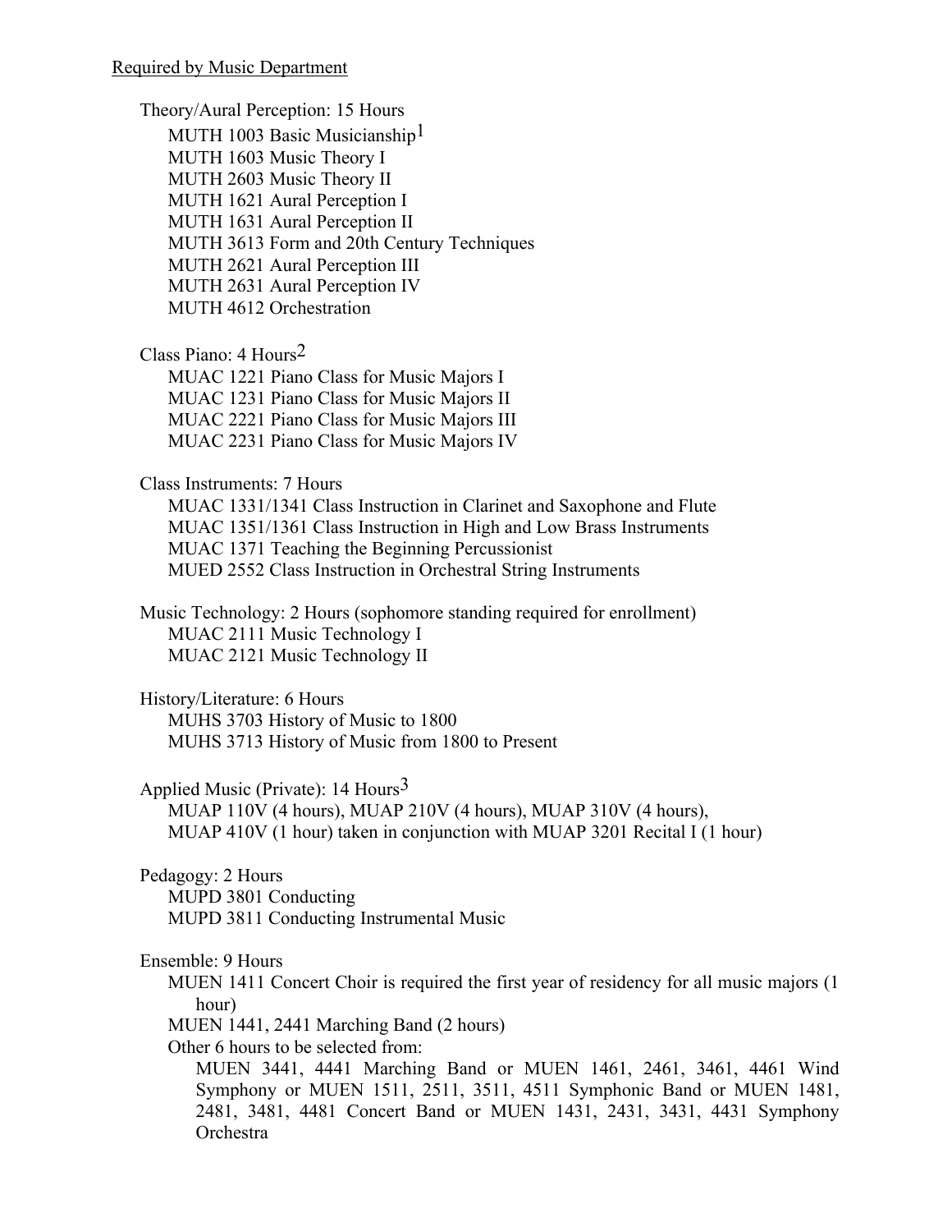Required by Music Department

Theory/Aural Perception: 15 Hours

- MUTH 1003 Basic Musicianship[1]
- MUTH 1603 Music Theory I
- MUTH 2603 Music Theory II
- MUTH 1621 Aural Perception I
- MUTH 1631 Aural Perception II
- MUTH 3613 Form and 20th Century Techniques
- MUTH 2621 Aural Perception III
- MUTH 2631 Aural Perception IV
- MUTH 4612 Orchestration

Class Piano: 4 Hours[2]

- MUAC 1221 Piano Class for Music Majors I
- MUAC 1231 Piano Class for Music Majors II
- MUAC 2221 Piano Class for Music Majors III
- MUAC 2231 Piano Class for Music Majors IV

Class Instruments: 7 Hours

- MUAC 1331/1341 Class Instruction in Clarinet and Saxophone and Flute
- MUAC 1351/1361 Class Instruction in High and Low Brass Instruments
- MUAC 1371 Teaching the Beginning Percussionist
- MUED 2552 Class Instruction in Orchestral String Instruments

Music Technology: 2 Hours (sophomore standing required for enrollment)

- MUAC 2111 Music Technology I
- MUAC 2121 Music Technology II

History/Literature: 6 Hours

- MUHS 3703 History of Music to 1800
- MUHS 3713 History of Music from 1800 to Present

Applied Music (Private): 14 Hours[3]

- MUAP 110V (4 hours), MUAP 210V (4 hours), MUAP 310V (4 hours), MUAP 410V (1 hour) taken in conjunction with MUAP 3201 Recital I (1 hour)

Pedagogy: 2 Hours

- MUPD 3801 Conducting
- MUPD 3811 Conducting Instrumental Music

Ensemble: 9 Hours

- MUEN 1411 Concert Choir is required the first year of residency for all music majors (1 hour)
- MUEN 1441, 2441 Marching Band (2 hours)
- Other 6 hours to be selected from:
  - MUEN 3441, 4441 Marching Band or MUEN 1461, 2461, 3461, 4461 Wind Symphony or MUEN 1511, 2511, 3511, 4511 Symphonic Band or MUEN 1481, 2481, 3481, 4481 Concert Band or MUEN 1431, 2431, 3431, 4431 Symphony Orchestra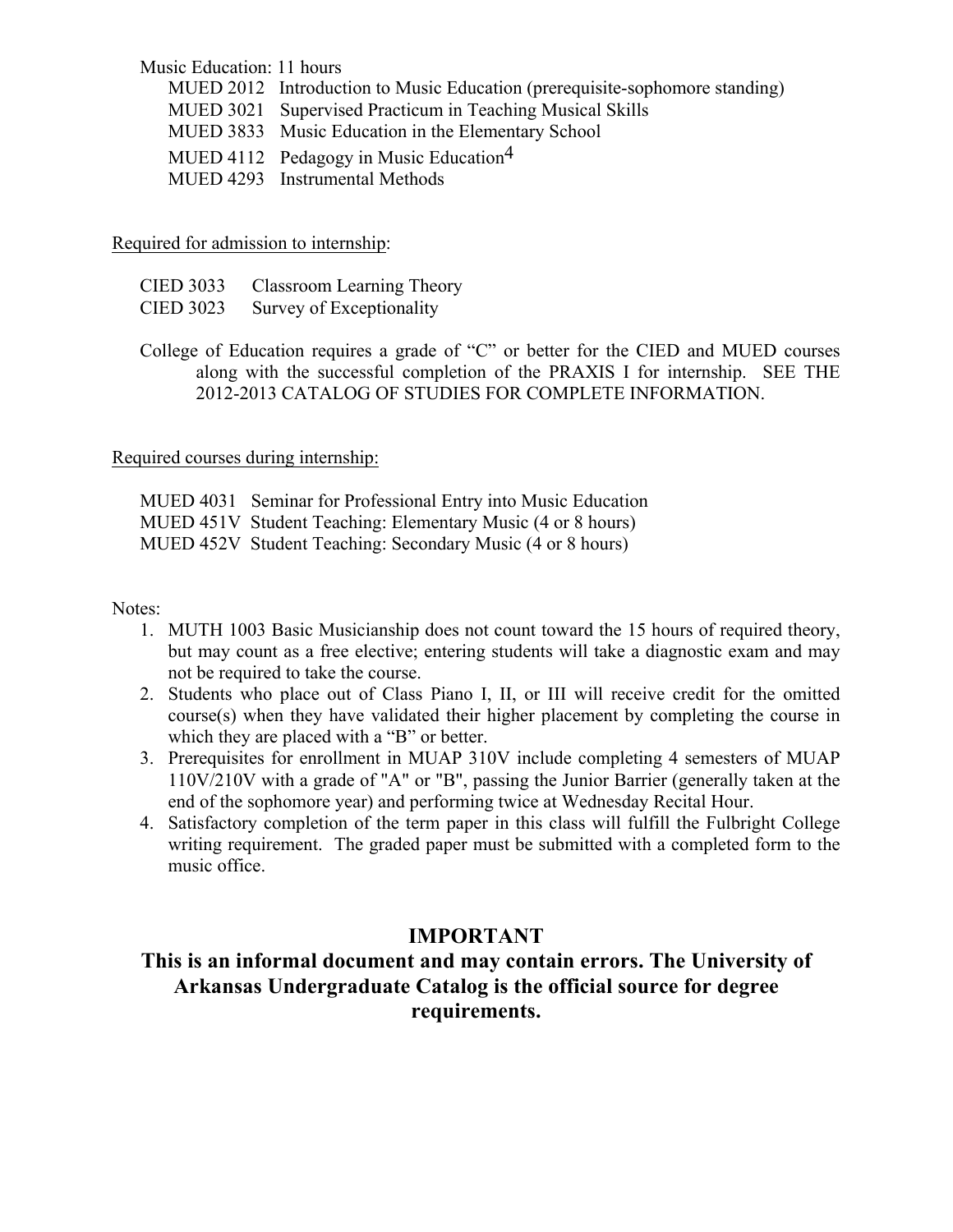Music Education: 11 hours

- MUED 2012 Introduction to Music Education (prerequisite-sophomore standing)
- MUED 3021 Supervised Practicum in Teaching Musical Skills
- MUED 3833 Music Education in the Elementary School
- MUED 4112 Pedagogy in Music Education[4]
- MUED 4293 Instrumental Methods

<u>Required for admission to internship</u>:

- CIED 3033 Classroom Learning Theory
- CIED 3023 Survey of Exceptionality

College of Education requires a grade of "C" or better for the CIED and MUED courses along with the successful completion of the PRAXIS I for internship. SEE THE 2012-2013 CATALOG OF STUDIES FOR COMPLETE INFORMATION.

<u>Required courses during internship:</u>

- MUED 4031 Seminar for Professional Entry into Music Education
- MUED 451V Student Teaching: Elementary Music (4 or 8 hours)
- MUED 452V Student Teaching: Secondary Music (4 or 8 hours)

Notes:

1. MUTH 1003 Basic Musicianship does not count toward the 15 hours of required theory, but may count as a free elective; entering students will take a diagnostic exam and may not be required to take the course.
2. Students who place out of Class Piano I, II, or III will receive credit for the omitted course(s) when they have validated their higher placement by completing the course in which they are placed with a "B" or better.
3. Prerequisites for enrollment in MUAP 310V include completing 4 semesters of MUAP 110V/210V with a grade of "A" or "B", passing the Junior Barrier (generally taken at the end of the sophomore year) and performing twice at Wednesday Recital Hour.
4. Satisfactory completion of the term paper in this class will fulfill the Fulbright College writing requirement. The graded paper must be submitted with a completed form to the music office.

## IMPORTANT

**This is an informal document and may contain errors. The University of Arkansas Undergraduate Catalog is the official source for degree requirements.**